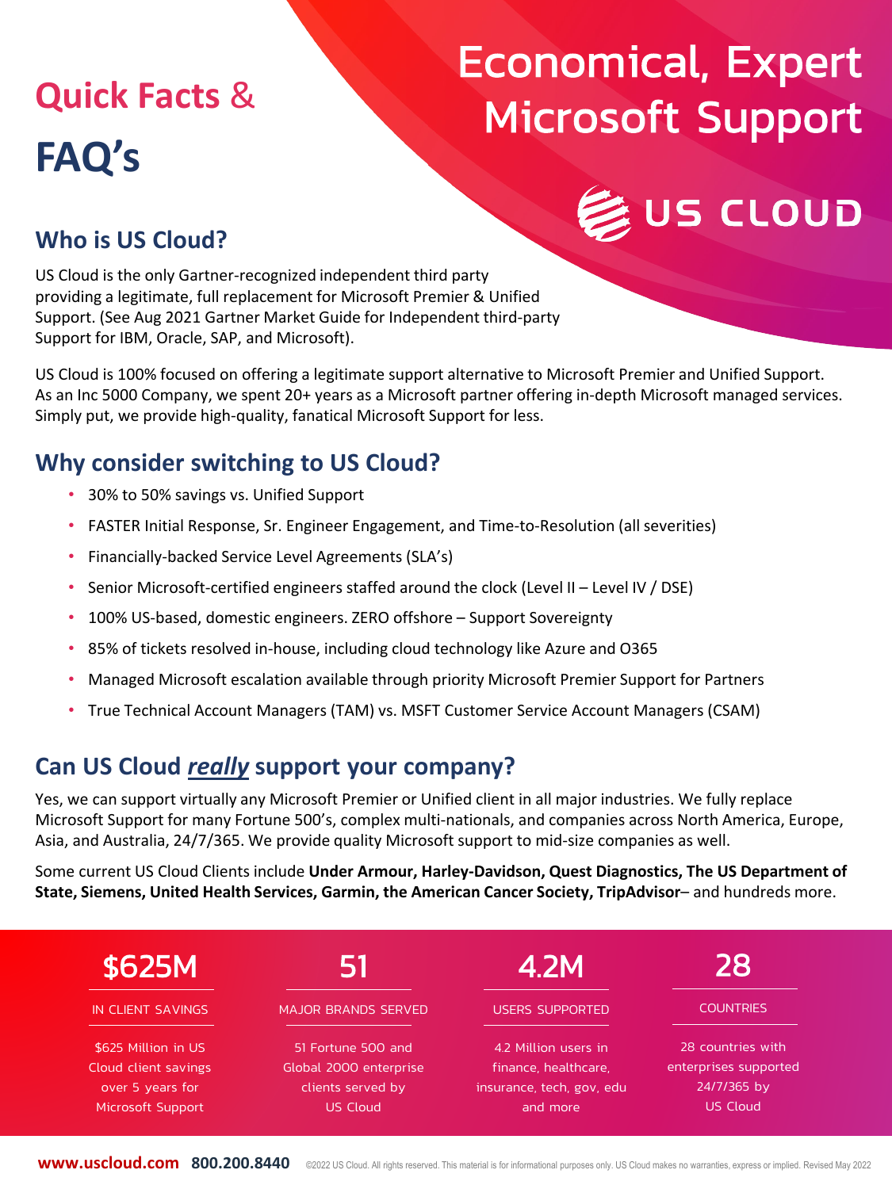# Quick Facts & FAQ's

# Economical, Expert Microsoft Support

US CLOUD

## Who is US Cloud?

US Cloud is the only Gartner-recognized independent third party providing a legitimate, full replacement for Microsoft Premier & Unified Support. (See Aug 2021 Gartner Market Guide for Independent third-party Support for IBM, Oracle, SAP, and Microsoft).

US Cloud is 100% focused on offering a legitimate support alternative to Microsoft Premier and Unified Support. As an Inc 5000 Company, we spent 20+ years as a Microsoft partner offering in-depth Microsoft managed services. Simply put, we provide high-quality, fanatical Microsoft Support for less.

## Why consider switching to US Cloud?

- 30% to 50% savings vs. Unified Support
- FASTER Initial Response, Sr. Engineer Engagement, and Time-to-Resolution (all severities)
- Financially-backed Service Level Agreements (SLA's)
- Senior Microsoft-certified engineers staffed around the clock (Level II – Level IV / DSE)
- 100% US-based, domestic engineers. ZERO offshore – Support Sovereignty
- 85% of tickets resolved in-house, including cloud technology like Azure and O365
- Managed Microsoft escalation available through priority Microsoft Premier Support for Partners
- True Technical Account Managers (TAM) vs. MSFT Customer Service Account Managers (CSAM)

## Can US Cloud *really* support your company?

Yes, we can support virtually any Microsoft Premier or Unified client in all major industries. We fully replace Microsoft Support for many Fortune 500's, complex multi-nationals, and companies across North America, Europe, Asia, and Australia, 24/7/365. We provide quality Microsoft support to mid-size companies as well.

Some current US Cloud Clients include **Under Armour, Harley-Davidson, Quest Diagnostics, The US Department of State, Siemens, United Health Services, Garmin, the American Cancer Society, TripAdvisor**– and hundreds more.

**$625M**
IN CLIENT SAVINGS
$625 Million in US Cloud client savings over 5 years for Microsoft Support

**51**
MAJOR BRANDS SERVED
51 Fortune 500 and Global 2000 enterprise clients served by US Cloud

**4.2M**
USERS SUPPORTED
4.2 Million users in finance, healthcare, insurance, tech, gov, edu and more

**28**
COUNTRIES
28 countries with enterprises supported 24/7/365 by US Cloud

**www.uscloud.com 800.200.8440** ©2022 US Cloud. All rights reserved. This material is for informational purposes only. US Cloud makes no warranties, express or implied. Revised May 2022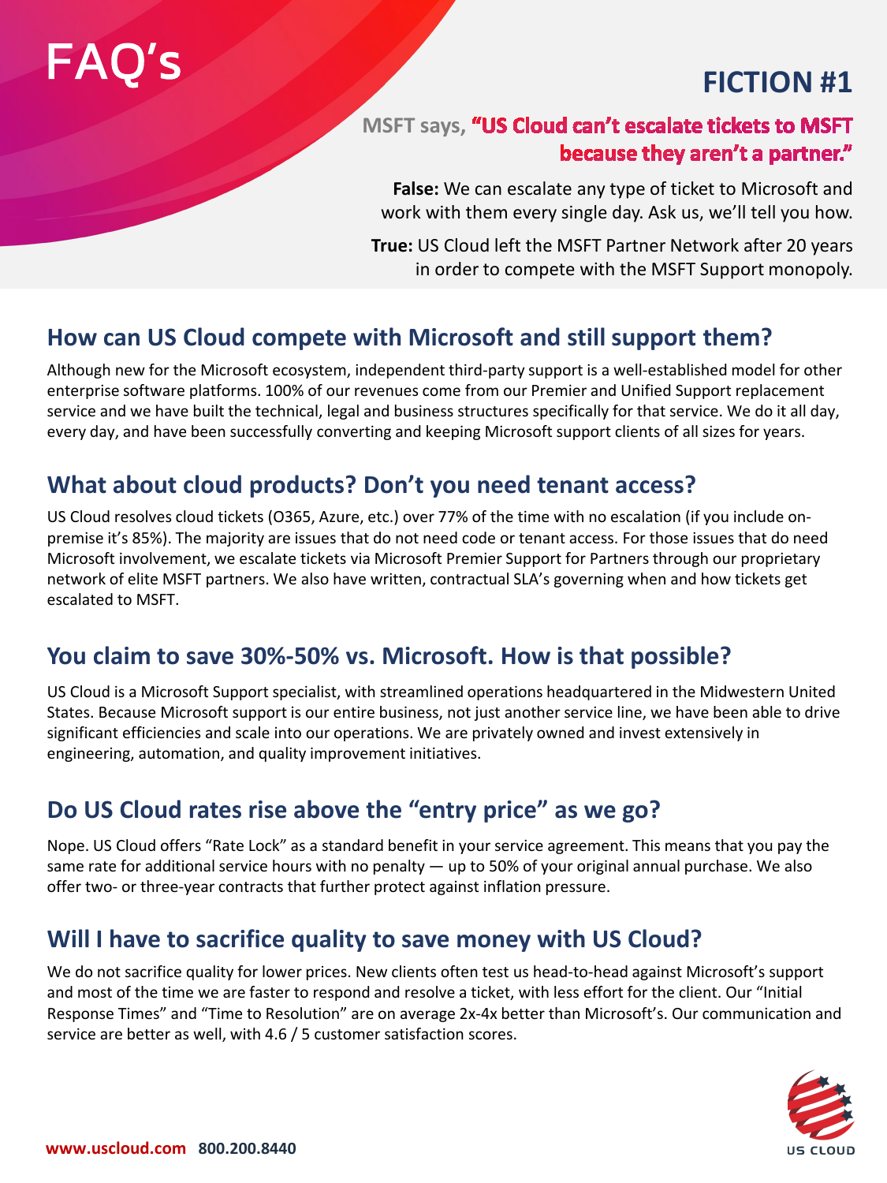# FAQ's

## FICTION #1

MSFT says, **"US Cloud can't escalate tickets to MSFT because they aren't a partner."**

**False:** We can escalate any type of ticket to Microsoft and work with them every single day. Ask us, we'll tell you how.

**True:** US Cloud left the MSFT Partner Network after 20 years in order to compete with the MSFT Support monopoly.

## How can US Cloud compete with Microsoft and still support them?

Although new for the Microsoft ecosystem, independent third-party support is a well-established model for other enterprise software platforms. 100% of our revenues come from our Premier and Unified Support replacement service and we have built the technical, legal and business structures specifically for that service. We do it all day, every day, and have been successfully converting and keeping Microsoft support clients of all sizes for years.

## What about cloud products? Don't you need tenant access?

US Cloud resolves cloud tickets (O365, Azure, etc.) over 77% of the time with no escalation (if you include on-premise it's 85%). The majority are issues that do not need code or tenant access. For those issues that do need Microsoft involvement, we escalate tickets via Microsoft Premier Support for Partners through our proprietary network of elite MSFT partners. We also have written, contractual SLA's governing when and how tickets get escalated to MSFT.

## You claim to save 30%-50% vs. Microsoft. How is that possible?

US Cloud is a Microsoft Support specialist, with streamlined operations headquartered in the Midwestern United States. Because Microsoft support is our entire business, not just another service line, we have been able to drive significant efficiencies and scale into our operations. We are privately owned and invest extensively in engineering, automation, and quality improvement initiatives.

## Do US Cloud rates rise above the "entry price" as we go?

Nope. US Cloud offers "Rate Lock" as a standard benefit in your service agreement. This means that you pay the same rate for additional service hours with no penalty — up to 50% of your original annual purchase. We also offer two- or three-year contracts that further protect against inflation pressure.

## Will I have to sacrifice quality to save money with US Cloud?

We do not sacrifice quality for lower prices. New clients often test us head-to-head against Microsoft's support and most of the time we are faster to respond and resolve a ticket, with less effort for the client. Our "Initial Response Times" and "Time to Resolution" are on average 2x-4x better than Microsoft's. Our communication and service are better as well, with 4.6 / 5 customer satisfaction scores.

www.uscloud.com 800.200.8440

US CLOUD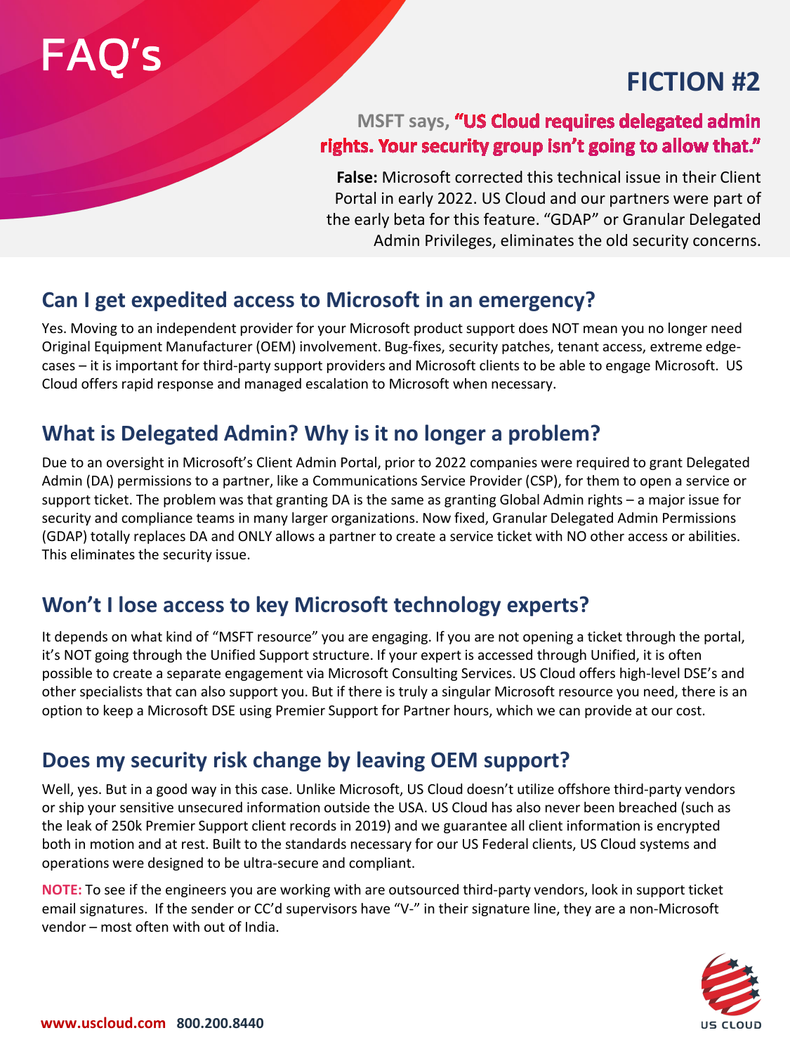# FAQ's

## FICTION #2

**MSFT says, "US Cloud requires delegated admin rights. Your security group isn't going to allow that."**

**False:** Microsoft corrected this technical issue in their Client Portal in early 2022. US Cloud and our partners were part of the early beta for this feature. "GDAP" or Granular Delegated Admin Privileges, eliminates the old security concerns.

## Can I get expedited access to Microsoft in an emergency?

Yes. Moving to an independent provider for your Microsoft product support does NOT mean you no longer need Original Equipment Manufacturer (OEM) involvement. Bug-fixes, security patches, tenant access, extreme edge-cases – it is important for third-party support providers and Microsoft clients to be able to engage Microsoft. US Cloud offers rapid response and managed escalation to Microsoft when necessary.

## What is Delegated Admin? Why is it no longer a problem?

Due to an oversight in Microsoft's Client Admin Portal, prior to 2022 companies were required to grant Delegated Admin (DA) permissions to a partner, like a Communications Service Provider (CSP), for them to open a service or support ticket. The problem was that granting DA is the same as granting Global Admin rights – a major issue for security and compliance teams in many larger organizations. Now fixed, Granular Delegated Admin Permissions (GDAP) totally replaces DA and ONLY allows a partner to create a service ticket with NO other access or abilities. This eliminates the security issue.

## Won't I lose access to key Microsoft technology experts?

It depends on what kind of "MSFT resource" you are engaging. If you are not opening a ticket through the portal, it's NOT going through the Unified Support structure. If your expert is accessed through Unified, it is often possible to create a separate engagement via Microsoft Consulting Services. US Cloud offers high-level DSE's and other specialists that can also support you. But if there is truly a singular Microsoft resource you need, there is an option to keep a Microsoft DSE using Premier Support for Partner hours, which we can provide at our cost.

## Does my security risk change by leaving OEM support?

Well, yes. But in a good way in this case. Unlike Microsoft, US Cloud doesn't utilize offshore third-party vendors or ship your sensitive unsecured information outside the USA. US Cloud has also never been breached (such as the leak of 250k Premier Support client records in 2019) and we guarantee all client information is encrypted both in motion and at rest. Built to the standards necessary for our US Federal clients, US Cloud systems and operations were designed to be ultra-secure and compliant.

**NOTE:** To see if the engineers you are working with are outsourced third-party vendors, look in support ticket email signatures. If the sender or CC'd supervisors have "V-" in their signature line, they are a non-Microsoft vendor – most often with out of India.

**www.uscloud.com** **800.200.8440**

US CLOUD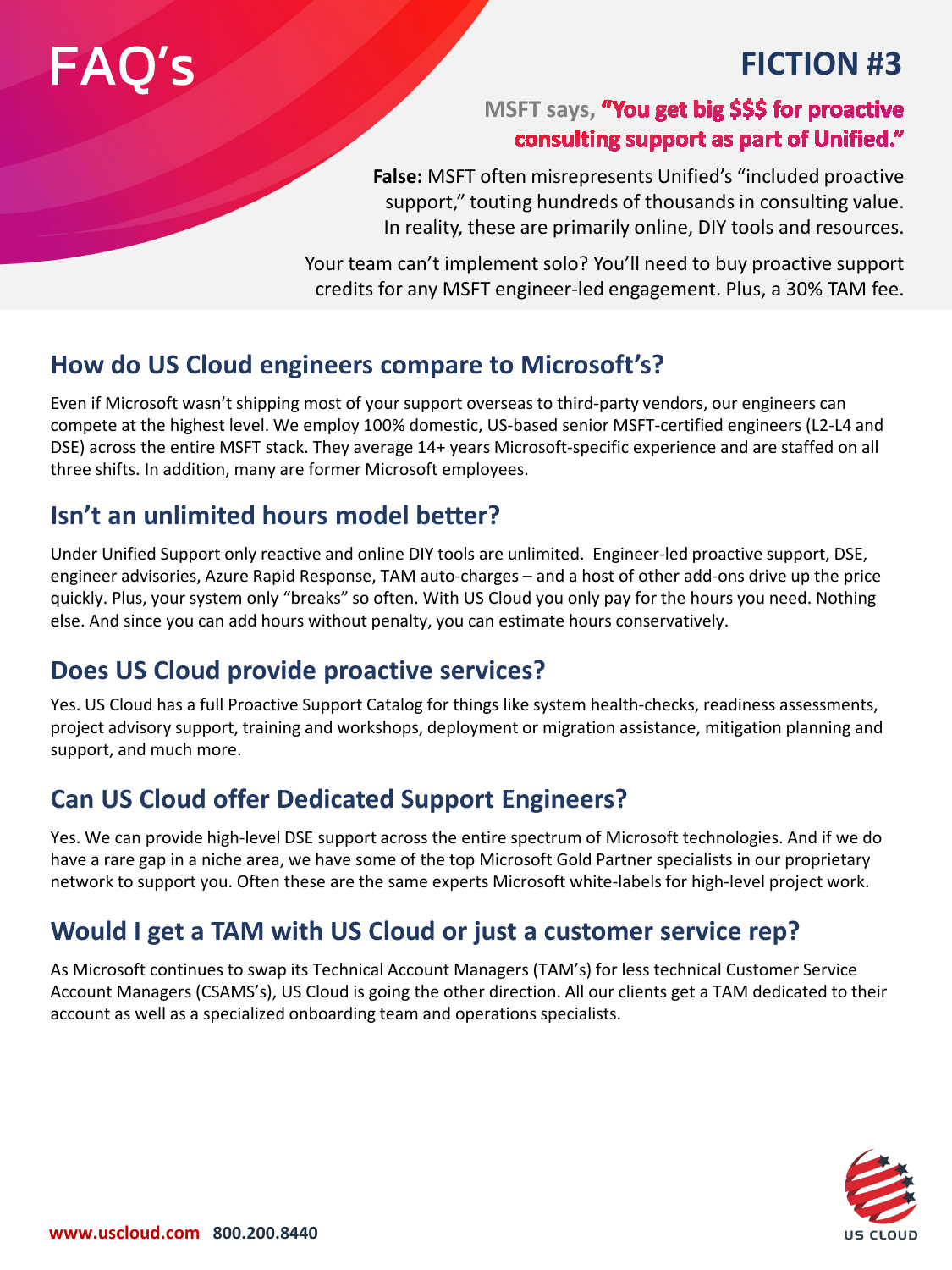# FAQ's

## FICTION #3

MSFT says, **"You get big $$$ for proactive consulting support as part of Unified."**

**False:** MSFT often misrepresents Unified's "included proactive support," touting hundreds of thousands in consulting value. In reality, these are primarily online, DIY tools and resources.

Your team can't implement solo? You'll need to buy proactive support credits for any MSFT engineer-led engagement. Plus, a 30% TAM fee.

## How do US Cloud engineers compare to Microsoft's?

Even if Microsoft wasn't shipping most of your support overseas to third-party vendors, our engineers can compete at the highest level. We employ 100% domestic, US-based senior MSFT-certified engineers (L2-L4 and DSE) across the entire MSFT stack. They average 14+ years Microsoft-specific experience and are staffed on all three shifts. In addition, many are former Microsoft employees.

## Isn't an unlimited hours model better?

Under Unified Support only reactive and online DIY tools are unlimited. Engineer-led proactive support, DSE, engineer advisories, Azure Rapid Response, TAM auto-charges – and a host of other add-ons drive up the price quickly. Plus, your system only "breaks" so often. With US Cloud you only pay for the hours you need. Nothing else. And since you can add hours without penalty, you can estimate hours conservatively.

## Does US Cloud provide proactive services?

Yes. US Cloud has a full Proactive Support Catalog for things like system health-checks, readiness assessments, project advisory support, training and workshops, deployment or migration assistance, mitigation planning and support, and much more.

## Can US Cloud offer Dedicated Support Engineers?

Yes. We can provide high-level DSE support across the entire spectrum of Microsoft technologies. And if we do have a rare gap in a niche area, we have some of the top Microsoft Gold Partner specialists in our proprietary network to support you. Often these are the same experts Microsoft white-labels for high-level project work.

## Would I get a TAM with US Cloud or just a customer service rep?

As Microsoft continues to swap its Technical Account Managers (TAM's) for less technical Customer Service Account Managers (CSAMS's), US Cloud is going the other direction. All our clients get a TAM dedicated to their account as well as a specialized onboarding team and operations specialists.

www.uscloud.com 800.200.8440

US CLOUD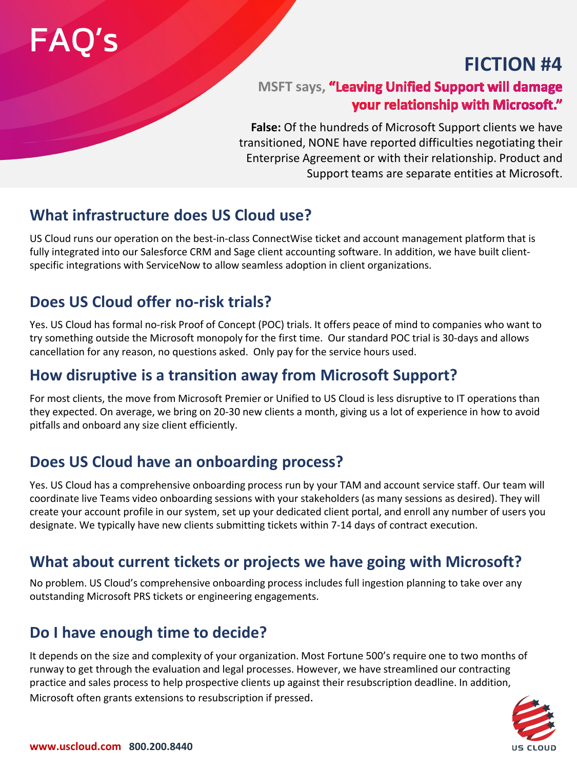# FAQ's

## FICTION #4

**MSFT says, "Leaving Unified Support will damage your relationship with Microsoft."**

**False:** Of the hundreds of Microsoft Support clients we have transitioned, NONE have reported difficulties negotiating their Enterprise Agreement or with their relationship. Product and Support teams are separate entities at Microsoft.

## What infrastructure does US Cloud use?

US Cloud runs our operation on the best-in-class ConnectWise ticket and account management platform that is fully integrated into our Salesforce CRM and Sage client accounting software. In addition, we have built client-specific integrations with ServiceNow to allow seamless adoption in client organizations.

## Does US Cloud offer no-risk trials?

Yes. US Cloud has formal no-risk Proof of Concept (POC) trials. It offers peace of mind to companies who want to try something outside the Microsoft monopoly for the first time. Our standard POC trial is 30-days and allows cancellation for any reason, no questions asked. Only pay for the service hours used.

## How disruptive is a transition away from Microsoft Support?

For most clients, the move from Microsoft Premier or Unified to US Cloud is less disruptive to IT operations than they expected. On average, we bring on 20-30 new clients a month, giving us a lot of experience in how to avoid pitfalls and onboard any size client efficiently.

## Does US Cloud have an onboarding process?

Yes. US Cloud has a comprehensive onboarding process run by your TAM and account service staff. Our team will coordinate live Teams video onboarding sessions with your stakeholders (as many sessions as desired). They will create your account profile in our system, set up your dedicated client portal, and enroll any number of users you designate. We typically have new clients submitting tickets within 7-14 days of contract execution.

## What about current tickets or projects we have going with Microsoft?

No problem. US Cloud's comprehensive onboarding process includes full ingestion planning to take over any outstanding Microsoft PRS tickets or engineering engagements.

## Do I have enough time to decide?

It depends on the size and complexity of your organization. Most Fortune 500's require one to two months of runway to get through the evaluation and legal processes. However, we have streamlined our contracting practice and sales process to help prospective clients up against their resubscription deadline. In addition, Microsoft often grants extensions to resubscription if pressed.

**www.uscloud.com** **800.200.8440**

US CLOUD